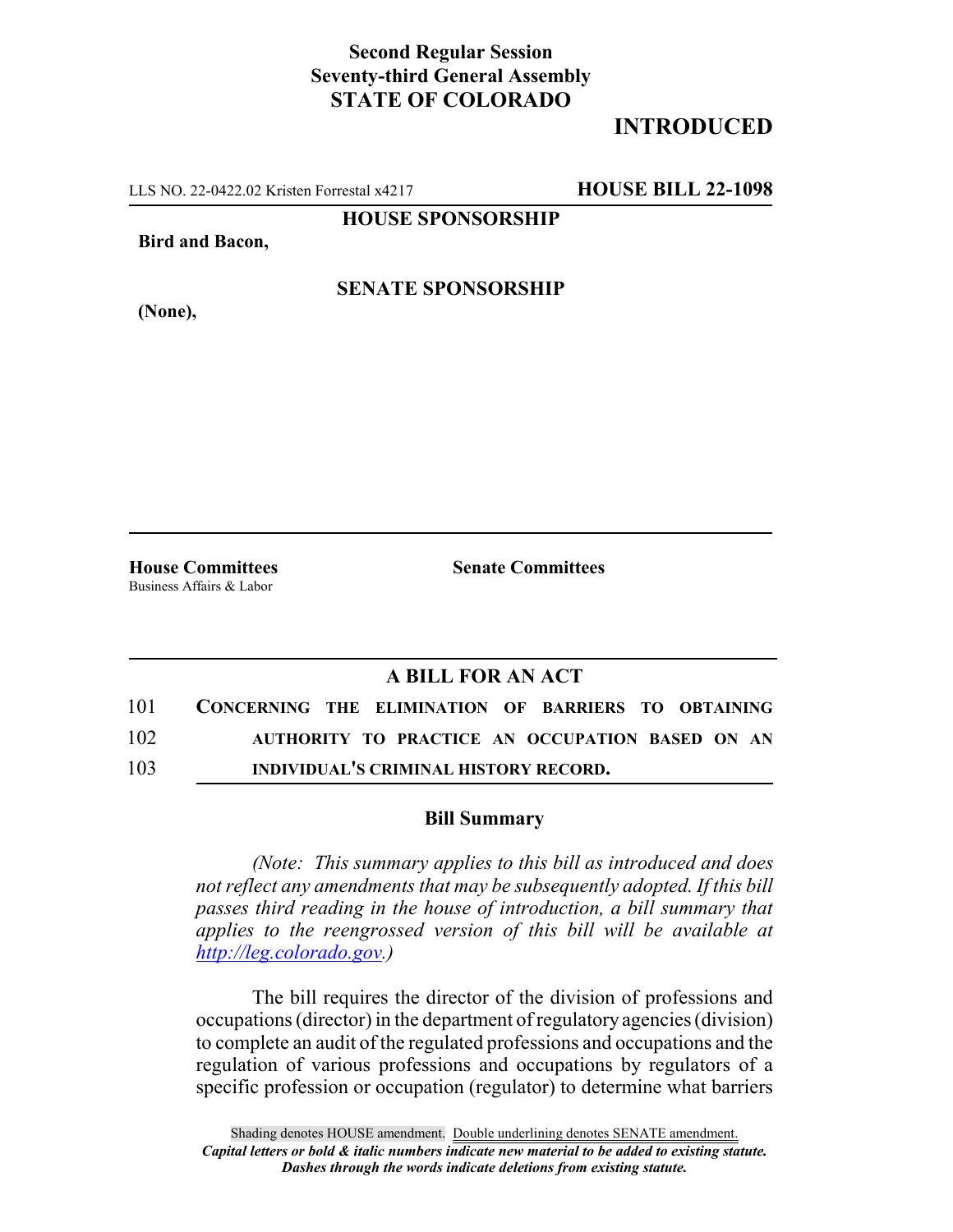**Second Regular Session**
**Seventy-third General Assembly**
**STATE OF COLORADO**

# INTRODUCED

LLS NO. 22-0422.02 Kristen Forrestal x4217 **HOUSE BILL 22-1098**

**HOUSE SPONSORSHIP**

**Bird and Bacon,**

**SENATE SPONSORSHIP**

**(None),**

**House Committees**
Business Affairs & Labor

**Senate Committees**

## A BILL FOR AN ACT

101 **CONCERNING THE ELIMINATION OF BARRIERS TO OBTAINING**
102 **AUTHORITY TO PRACTICE AN OCCUPATION BASED ON AN**
103 **INDIVIDUAL'S CRIMINAL HISTORY RECORD.**

### Bill Summary

*(Note: This summary applies to this bill as introduced and does not reflect any amendments that may be subsequently adopted. If this bill passes third reading in the house of introduction, a bill summary that applies to the reengrossed version of this bill will be available at http://leg.colorado.gov.)*

The bill requires the director of the division of professions and occupations (director) in the department of regulatory agencies (division) to complete an audit of the regulated professions and occupations and the regulation of various professions and occupations by regulators of a specific profession or occupation (regulator) to determine what barriers

Shading denotes HOUSE amendment. Double underlining denotes SENATE amendment.
*Capital letters or bold & italic numbers indicate new material to be added to existing statute.*
*Dashes through the words indicate deletions from existing statute.*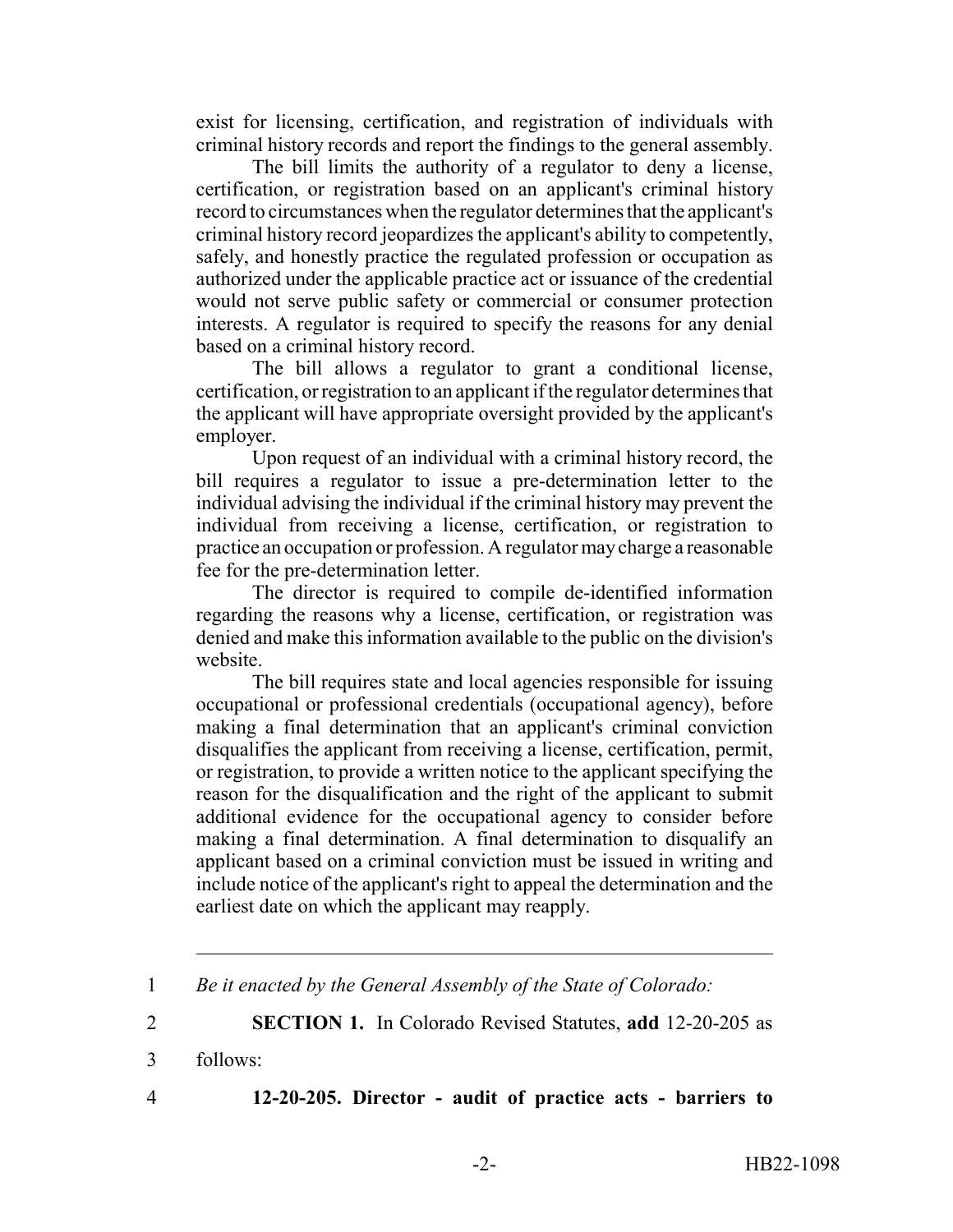exist for licensing, certification, and registration of individuals with criminal history records and report the findings to the general assembly.

The bill limits the authority of a regulator to deny a license, certification, or registration based on an applicant's criminal history record to circumstances when the regulator determines that the applicant's criminal history record jeopardizes the applicant's ability to competently, safely, and honestly practice the regulated profession or occupation as authorized under the applicable practice act or issuance of the credential would not serve public safety or commercial or consumer protection interests. A regulator is required to specify the reasons for any denial based on a criminal history record.

The bill allows a regulator to grant a conditional license, certification, or registration to an applicant if the regulator determines that the applicant will have appropriate oversight provided by the applicant's employer.

Upon request of an individual with a criminal history record, the bill requires a regulator to issue a pre-determination letter to the individual advising the individual if the criminal history may prevent the individual from receiving a license, certification, or registration to practice an occupation or profession. A regulator may charge a reasonable fee for the pre-determination letter.

The director is required to compile de-identified information regarding the reasons why a license, certification, or registration was denied and make this information available to the public on the division's website.

The bill requires state and local agencies responsible for issuing occupational or professional credentials (occupational agency), before making a final determination that an applicant's criminal conviction disqualifies the applicant from receiving a license, certification, permit, or registration, to provide a written notice to the applicant specifying the reason for the disqualification and the right of the applicant to submit additional evidence for the occupational agency to consider before making a final determination. A final determination to disqualify an applicant based on a criminal conviction must be issued in writing and include notice of the applicant's right to appeal the determination and the earliest date on which the applicant may reapply.

---

1 *Be it enacted by the General Assembly of the State of Colorado:*

2 **SECTION 1.** In Colorado Revised Statutes, **add** 12-20-205 as

3 follows:

4 **12-20-205. Director - audit of practice acts - barriers to**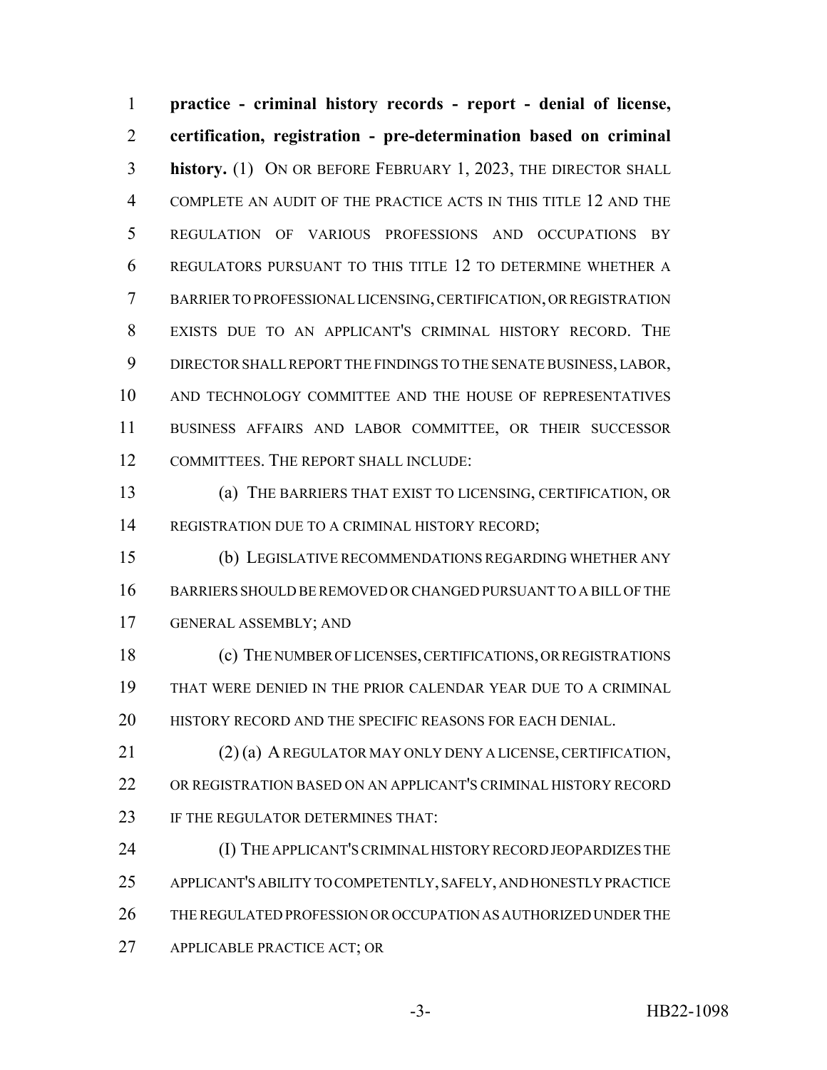**practice - criminal history records - report - denial of license, certification, registration - pre-determination based on criminal history.** (1) ON OR BEFORE FEBRUARY 1, 2023, THE DIRECTOR SHALL COMPLETE AN AUDIT OF THE PRACTICE ACTS IN THIS TITLE 12 AND THE REGULATION OF VARIOUS PROFESSIONS AND OCCUPATIONS BY REGULATORS PURSUANT TO THIS TITLE 12 TO DETERMINE WHETHER A BARRIER TO PROFESSIONAL LICENSING, CERTIFICATION, OR REGISTRATION EXISTS DUE TO AN APPLICANT'S CRIMINAL HISTORY RECORD. THE DIRECTOR SHALL REPORT THE FINDINGS TO THE SENATE BUSINESS, LABOR, AND TECHNOLOGY COMMITTEE AND THE HOUSE OF REPRESENTATIVES BUSINESS AFFAIRS AND LABOR COMMITTEE, OR THEIR SUCCESSOR COMMITTEES. THE REPORT SHALL INCLUDE:

(a) THE BARRIERS THAT EXIST TO LICENSING, CERTIFICATION, OR REGISTRATION DUE TO A CRIMINAL HISTORY RECORD;

(b) LEGISLATIVE RECOMMENDATIONS REGARDING WHETHER ANY BARRIERS SHOULD BE REMOVED OR CHANGED PURSUANT TO A BILL OF THE GENERAL ASSEMBLY; AND

(c) THE NUMBER OF LICENSES, CERTIFICATIONS, OR REGISTRATIONS THAT WERE DENIED IN THE PRIOR CALENDAR YEAR DUE TO A CRIMINAL HISTORY RECORD AND THE SPECIFIC REASONS FOR EACH DENIAL.

(2) (a) A REGULATOR MAY ONLY DENY A LICENSE, CERTIFICATION, OR REGISTRATION BASED ON AN APPLICANT'S CRIMINAL HISTORY RECORD IF THE REGULATOR DETERMINES THAT:

(I) THE APPLICANT'S CRIMINAL HISTORY RECORD JEOPARDIZES THE APPLICANT'S ABILITY TO COMPETENTLY, SAFELY, AND HONESTLY PRACTICE THE REGULATED PROFESSION OR OCCUPATION AS AUTHORIZED UNDER THE APPLICABLE PRACTICE ACT; OR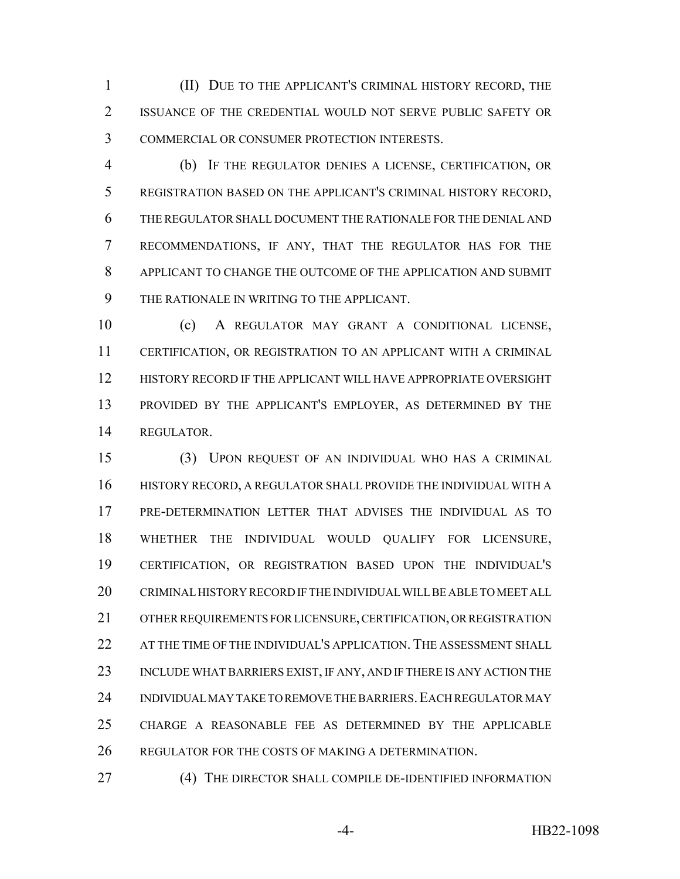(II) DUE TO THE APPLICANT'S CRIMINAL HISTORY RECORD, THE ISSUANCE OF THE CREDENTIAL WOULD NOT SERVE PUBLIC SAFETY OR COMMERCIAL OR CONSUMER PROTECTION INTERESTS.

(b) IF THE REGULATOR DENIES A LICENSE, CERTIFICATION, OR REGISTRATION BASED ON THE APPLICANT'S CRIMINAL HISTORY RECORD, THE REGULATOR SHALL DOCUMENT THE RATIONALE FOR THE DENIAL AND RECOMMENDATIONS, IF ANY, THAT THE REGULATOR HAS FOR THE APPLICANT TO CHANGE THE OUTCOME OF THE APPLICATION AND SUBMIT THE RATIONALE IN WRITING TO THE APPLICANT.

(c) A REGULATOR MAY GRANT A CONDITIONAL LICENSE, CERTIFICATION, OR REGISTRATION TO AN APPLICANT WITH A CRIMINAL HISTORY RECORD IF THE APPLICANT WILL HAVE APPROPRIATE OVERSIGHT PROVIDED BY THE APPLICANT'S EMPLOYER, AS DETERMINED BY THE REGULATOR.

(3) UPON REQUEST OF AN INDIVIDUAL WHO HAS A CRIMINAL HISTORY RECORD, A REGULATOR SHALL PROVIDE THE INDIVIDUAL WITH A PRE-DETERMINATION LETTER THAT ADVISES THE INDIVIDUAL AS TO WHETHER THE INDIVIDUAL WOULD QUALIFY FOR LICENSURE, CERTIFICATION, OR REGISTRATION BASED UPON THE INDIVIDUAL'S CRIMINAL HISTORY RECORD IF THE INDIVIDUAL WILL BE ABLE TO MEET ALL OTHER REQUIREMENTS FOR LICENSURE, CERTIFICATION, OR REGISTRATION AT THE TIME OF THE INDIVIDUAL'S APPLICATION. THE ASSESSMENT SHALL INCLUDE WHAT BARRIERS EXIST, IF ANY, AND IF THERE IS ANY ACTION THE INDIVIDUAL MAY TAKE TO REMOVE THE BARRIERS. EACH REGULATOR MAY CHARGE A REASONABLE FEE AS DETERMINED BY THE APPLICABLE REGULATOR FOR THE COSTS OF MAKING A DETERMINATION.

(4) THE DIRECTOR SHALL COMPILE DE-IDENTIFIED INFORMATION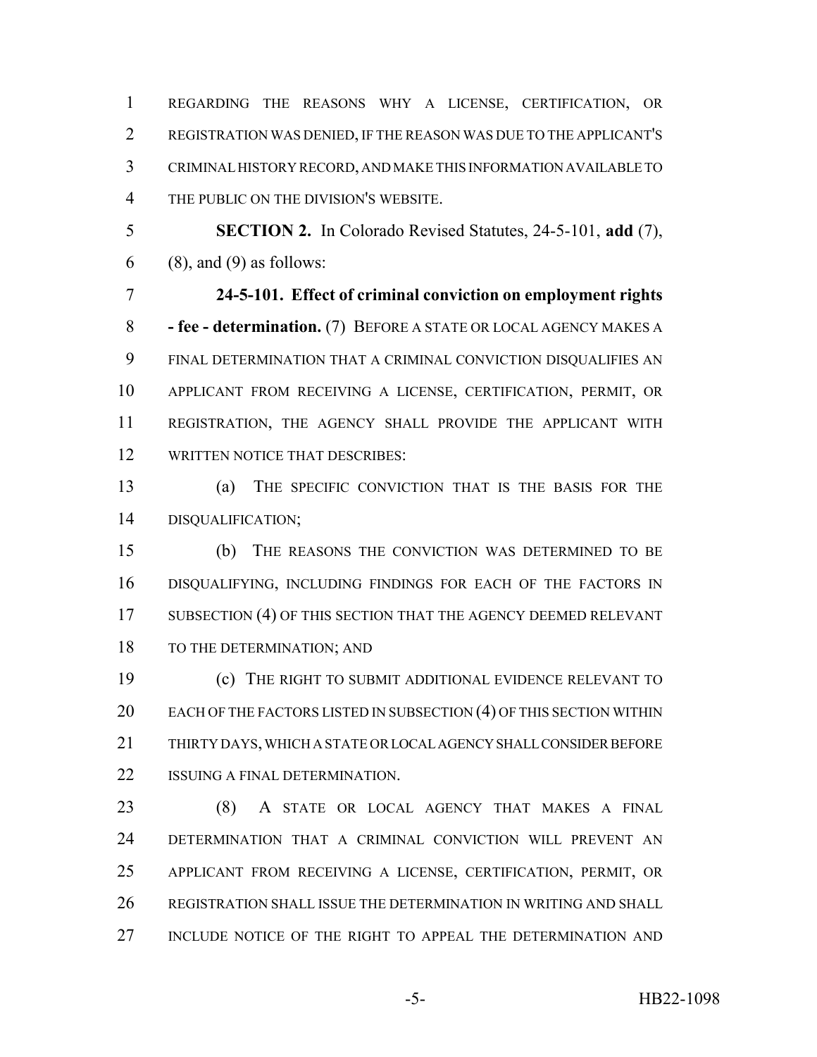REGARDING THE REASONS WHY A LICENSE, CERTIFICATION, OR REGISTRATION WAS DENIED, IF THE REASON WAS DUE TO THE APPLICANT'S CRIMINAL HISTORY RECORD, AND MAKE THIS INFORMATION AVAILABLE TO THE PUBLIC ON THE DIVISION'S WEBSITE.

**SECTION 2.** In Colorado Revised Statutes, 24-5-101, **add** (7), (8), and (9) as follows:

**24-5-101. Effect of criminal conviction on employment rights - fee - determination.** (7) BEFORE A STATE OR LOCAL AGENCY MAKES A FINAL DETERMINATION THAT A CRIMINAL CONVICTION DISQUALIFIES AN APPLICANT FROM RECEIVING A LICENSE, CERTIFICATION, PERMIT, OR REGISTRATION, THE AGENCY SHALL PROVIDE THE APPLICANT WITH WRITTEN NOTICE THAT DESCRIBES:

(a) THE SPECIFIC CONVICTION THAT IS THE BASIS FOR THE DISQUALIFICATION;

(b) THE REASONS THE CONVICTION WAS DETERMINED TO BE DISQUALIFYING, INCLUDING FINDINGS FOR EACH OF THE FACTORS IN SUBSECTION (4) OF THIS SECTION THAT THE AGENCY DEEMED RELEVANT TO THE DETERMINATION; AND

(c) THE RIGHT TO SUBMIT ADDITIONAL EVIDENCE RELEVANT TO EACH OF THE FACTORS LISTED IN SUBSECTION (4) OF THIS SECTION WITHIN THIRTY DAYS, WHICH A STATE OR LOCAL AGENCY SHALL CONSIDER BEFORE ISSUING A FINAL DETERMINATION.

(8) A STATE OR LOCAL AGENCY THAT MAKES A FINAL DETERMINATION THAT A CRIMINAL CONVICTION WILL PREVENT AN APPLICANT FROM RECEIVING A LICENSE, CERTIFICATION, PERMIT, OR REGISTRATION SHALL ISSUE THE DETERMINATION IN WRITING AND SHALL INCLUDE NOTICE OF THE RIGHT TO APPEAL THE DETERMINATION AND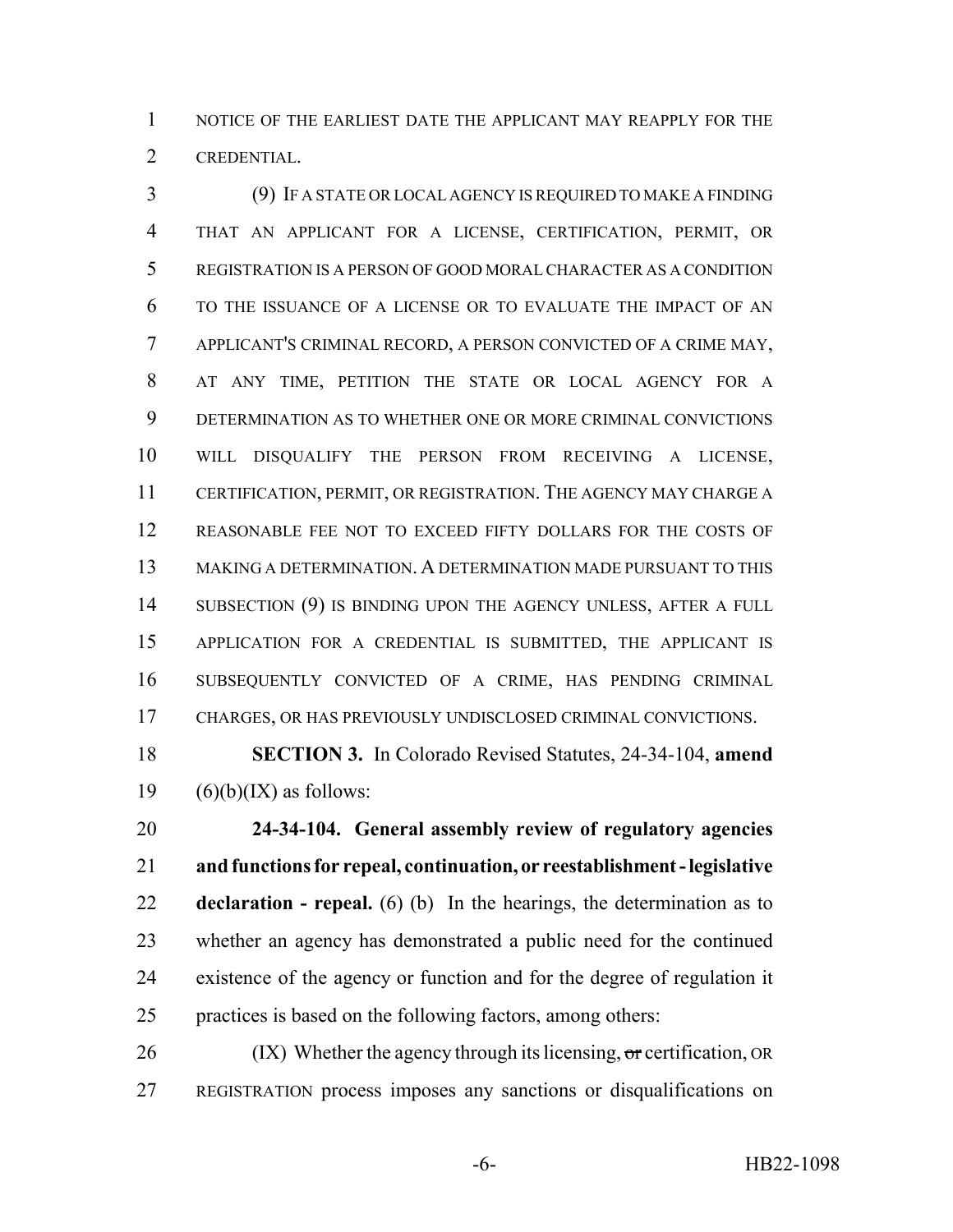NOTICE OF THE EARLIEST DATE THE APPLICANT MAY REAPPLY FOR THE CREDENTIAL.

(9) IF A STATE OR LOCAL AGENCY IS REQUIRED TO MAKE A FINDING THAT AN APPLICANT FOR A LICENSE, CERTIFICATION, PERMIT, OR REGISTRATION IS A PERSON OF GOOD MORAL CHARACTER AS A CONDITION TO THE ISSUANCE OF A LICENSE OR TO EVALUATE THE IMPACT OF AN APPLICANT'S CRIMINAL RECORD, A PERSON CONVICTED OF A CRIME MAY, AT ANY TIME, PETITION THE STATE OR LOCAL AGENCY FOR A DETERMINATION AS TO WHETHER ONE OR MORE CRIMINAL CONVICTIONS WILL DISQUALIFY THE PERSON FROM RECEIVING A LICENSE, CERTIFICATION, PERMIT, OR REGISTRATION. THE AGENCY MAY CHARGE A REASONABLE FEE NOT TO EXCEED FIFTY DOLLARS FOR THE COSTS OF MAKING A DETERMINATION. A DETERMINATION MADE PURSUANT TO THIS SUBSECTION (9) IS BINDING UPON THE AGENCY UNLESS, AFTER A FULL APPLICATION FOR A CREDENTIAL IS SUBMITTED, THE APPLICANT IS SUBSEQUENTLY CONVICTED OF A CRIME, HAS PENDING CRIMINAL CHARGES, OR HAS PREVIOUSLY UNDISCLOSED CRIMINAL CONVICTIONS.

**SECTION 3.** In Colorado Revised Statutes, 24-34-104, **amend** (6)(b)(IX) as follows:

**24-34-104. General assembly review of regulatory agencies and functions for repeal, continuation, or reestablishment - legislative declaration - repeal.** (6) (b) In the hearings, the determination as to whether an agency has demonstrated a public need for the continued existence of the agency or function and for the degree of regulation it practices is based on the following factors, among others:

(IX) Whether the agency through its licensing, ~~or~~ certification, OR REGISTRATION process imposes any sanctions or disqualifications on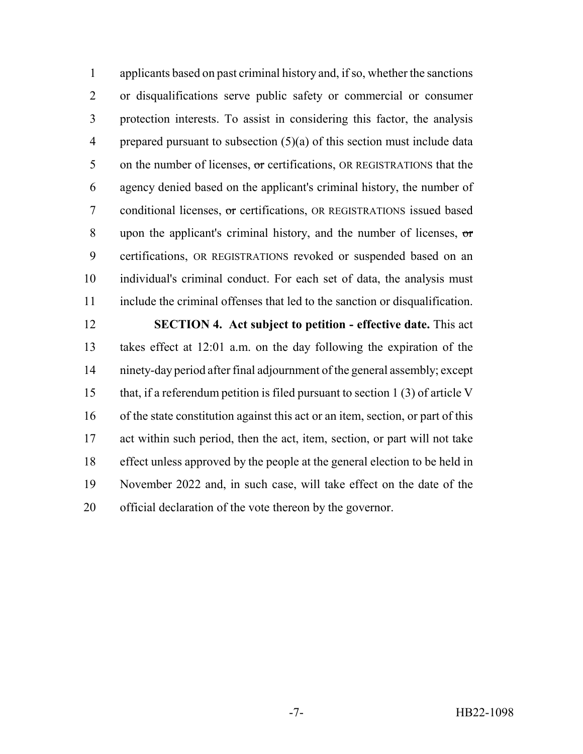applicants based on past criminal history and, if so, whether the sanctions or disqualifications serve public safety or commercial or consumer protection interests. To assist in considering this factor, the analysis prepared pursuant to subsection (5)(a) of this section must include data on the number of licenses, ~~or~~ certifications, OR REGISTRATIONS that the agency denied based on the applicant's criminal history, the number of conditional licenses, ~~or~~ certifications, OR REGISTRATIONS issued based upon the applicant's criminal history, and the number of licenses, ~~or~~ certifications, OR REGISTRATIONS revoked or suspended based on an individual's criminal conduct. For each set of data, the analysis must include the criminal offenses that led to the sanction or disqualification.

**SECTION 4. Act subject to petition - effective date.** This act takes effect at 12:01 a.m. on the day following the expiration of the ninety-day period after final adjournment of the general assembly; except that, if a referendum petition is filed pursuant to section 1 (3) of article V of the state constitution against this act or an item, section, or part of this act within such period, then the act, item, section, or part will not take effect unless approved by the people at the general election to be held in November 2022 and, in such case, will take effect on the date of the official declaration of the vote thereon by the governor.